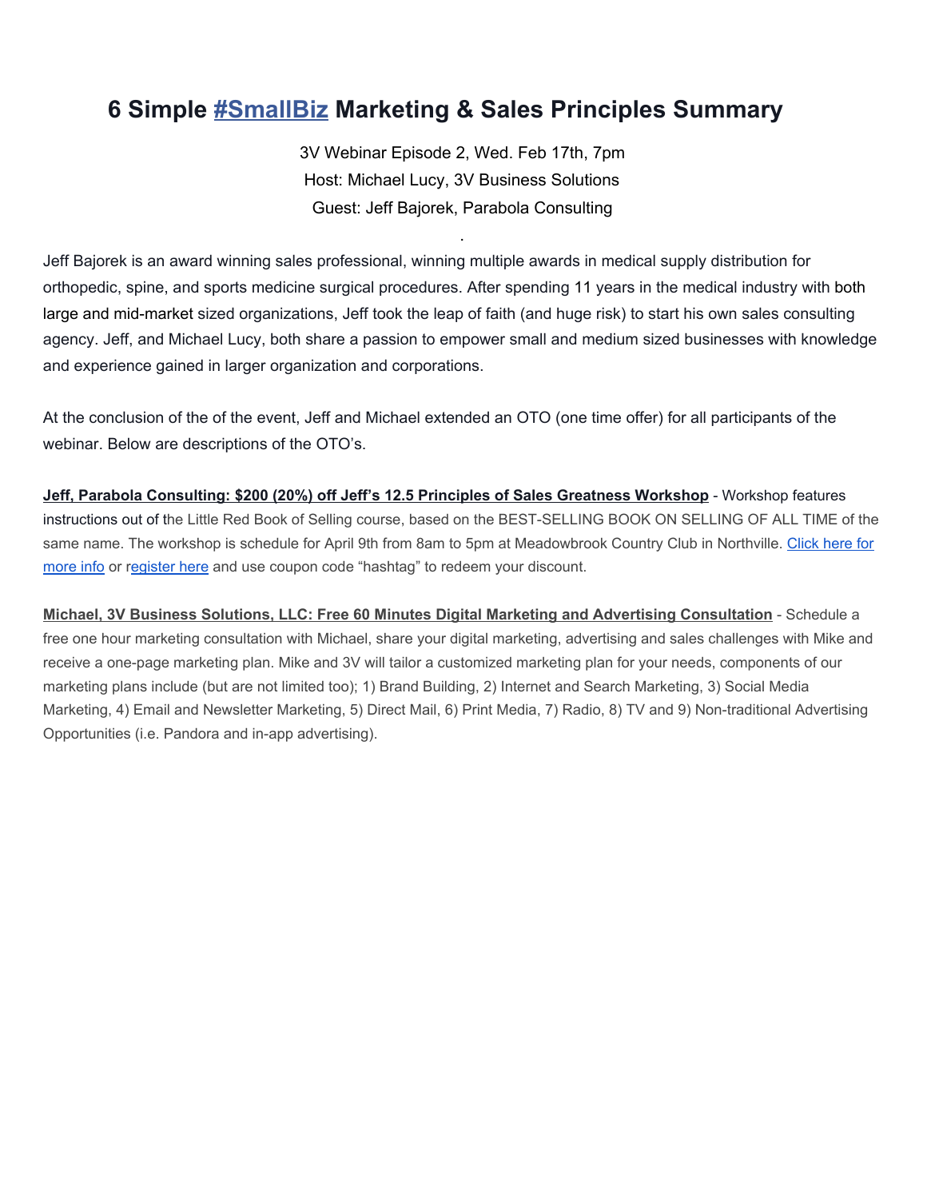# 6 Simple #SmallBiz Marketing & Sales Principles Summary

3V Webinar Episode 2, Wed. Feb 17th, 7pm
Host: Michael Lucy, 3V Business Solutions
Guest: Jeff Bajorek, Parabola Consulting

.

Jeff Bajorek is an award winning sales professional, winning multiple awards in medical supply distribution for orthopedic, spine, and sports medicine surgical procedures. After spending 11 years in the medical industry with both large and mid-market sized organizations, Jeff took the leap of faith (and huge risk) to start his own sales consulting agency. Jeff, and Michael Lucy, both share a passion to empower small and medium sized businesses with knowledge and experience gained in larger organization and corporations.

At the conclusion of the of the event, Jeff and Michael extended an OTO (one time offer) for all participants of the webinar. Below are descriptions of the OTO's.

**Jeff, Parabola Consulting: $200 (20%) off Jeff's 12.5 Principles of Sales Greatness Workshop** - Workshop features instructions out of the Little Red Book of Selling course, based on the BEST-SELLING BOOK ON SELLING OF ALL TIME of the same name. The workshop is schedule for April 9th from 8am to 5pm at Meadowbrook Country Club in Northville. Click here for more info or register here and use coupon code "hashtag" to redeem your discount.

**Michael, 3V Business Solutions, LLC: Free 60 Minutes Digital Marketing and Advertising Consultation** - Schedule a free one hour marketing consultation with Michael, share your digital marketing, advertising and sales challenges with Mike and receive a one-page marketing plan. Mike and 3V will tailor a customized marketing plan for your needs, components of our marketing plans include (but are not limited too); 1) Brand Building, 2) Internet and Search Marketing, 3) Social Media Marketing, 4) Email and Newsletter Marketing, 5) Direct Mail, 6) Print Media, 7) Radio, 8) TV and 9) Non-traditional Advertising Opportunities (i.e. Pandora and in-app advertising).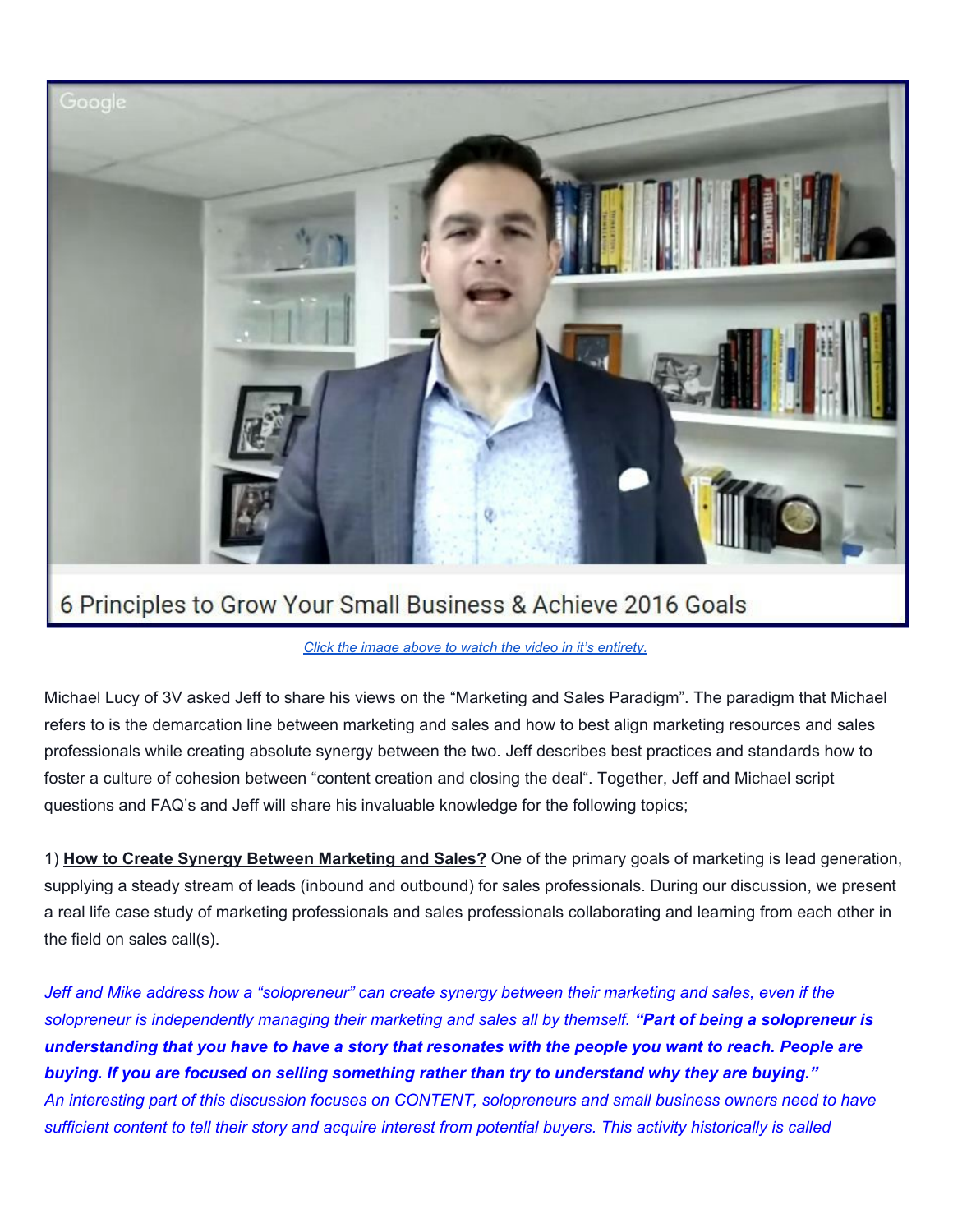6 Principles to Grow Your Small Business & Achieve 2016 Goals

*Click the image above to watch the video in it's entirety.*

Michael Lucy of 3V asked Jeff to share his views on the "Marketing and Sales Paradigm". The paradigm that Michael refers to is the demarcation line between marketing and sales and how to best align marketing resources and sales professionals while creating absolute synergy between the two. Jeff describes best practices and standards how to foster a culture of cohesion between "content creation and closing the deal". Together, Jeff and Michael script questions and FAQ's and Jeff will share his invaluable knowledge for the following topics;

1) **How to Create Synergy Between Marketing and Sales?** One of the primary goals of marketing is lead generation, supplying a steady stream of leads (inbound and outbound) for sales professionals. During our discussion, we present a real life case study of marketing professionals and sales professionals collaborating and learning from each other in the field on sales call(s).

*Jeff and Mike address how a "solopreneur" can create synergy between their marketing and sales, even if the solopreneur is independently managing their marketing and sales all by themself.* ***"Part of being a solopreneur is understanding that you have to have a story that resonates with the people you want to reach. People are buying. If you are focused on selling something rather than try to understand why they are buying."***
*An interesting part of this discussion focuses on CONTENT, solopreneurs and small business owners need to have sufficient content to tell their story and acquire interest from potential buyers. This activity historically is called*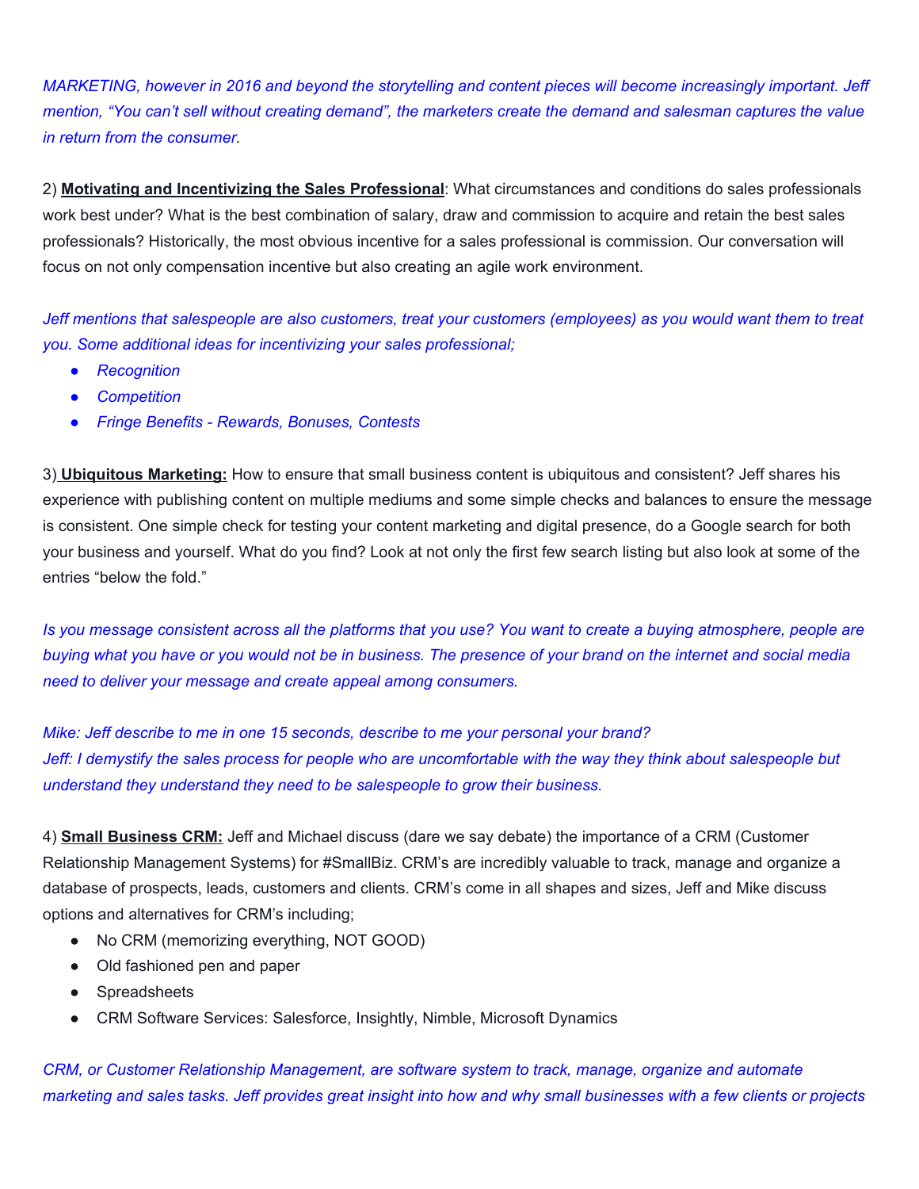*MARKETING, however in 2016 and beyond the storytelling and content pieces will become increasingly important. Jeff mention, "You can't sell without creating demand", the marketers create the demand and salesman captures the value in return from the consumer.*

2) **Motivating and Incentivizing the Sales Professional**: What circumstances and conditions do sales professionals work best under? What is the best combination of salary, draw and commission to acquire and retain the best sales professionals? Historically, the most obvious incentive for a sales professional is commission. Our conversation will focus on not only compensation incentive but also creating an agile work environment.

*Jeff mentions that salespeople are also customers, treat your customers (employees) as you would want them to treat you. Some additional ideas for incentivizing your sales professional;*

- *Recognition*
- *Competition*
- *Fringe Benefits - Rewards, Bonuses, Contests*

3) **Ubiquitous Marketing:** How to ensure that small business content is ubiquitous and consistent? Jeff shares his experience with publishing content on multiple mediums and some simple checks and balances to ensure the message is consistent. One simple check for testing your content marketing and digital presence, do a Google search for both your business and yourself. What do you find? Look at not only the first few search listing but also look at some of the entries "below the fold."

*Is you message consistent across all the platforms that you use? You want to create a buying atmosphere, people are buying what you have or you would not be in business. The presence of your brand on the internet and social media need to deliver your message and create appeal among consumers.*

*Mike: Jeff describe to me in one 15 seconds, describe to me your personal your brand?*
*Jeff: I demystify the sales process for people who are uncomfortable with the way they think about salespeople but understand they understand they need to be salespeople to grow their business.*

4) **Small Business CRM:** Jeff and Michael discuss (dare we say debate) the importance of a CRM (Customer Relationship Management Systems) for #SmallBiz. CRM's are incredibly valuable to track, manage and organize a database of prospects, leads, customers and clients. CRM's come in all shapes and sizes, Jeff and Mike discuss options and alternatives for CRM's including;

- No CRM (memorizing everything, NOT GOOD)
- Old fashioned pen and paper
- Spreadsheets
- CRM Software Services: Salesforce, Insightly, Nimble, Microsoft Dynamics

*CRM, or Customer Relationship Management, are software system to track, manage, organize and automate marketing and sales tasks. Jeff provides great insight into how and why small businesses with a few clients or projects*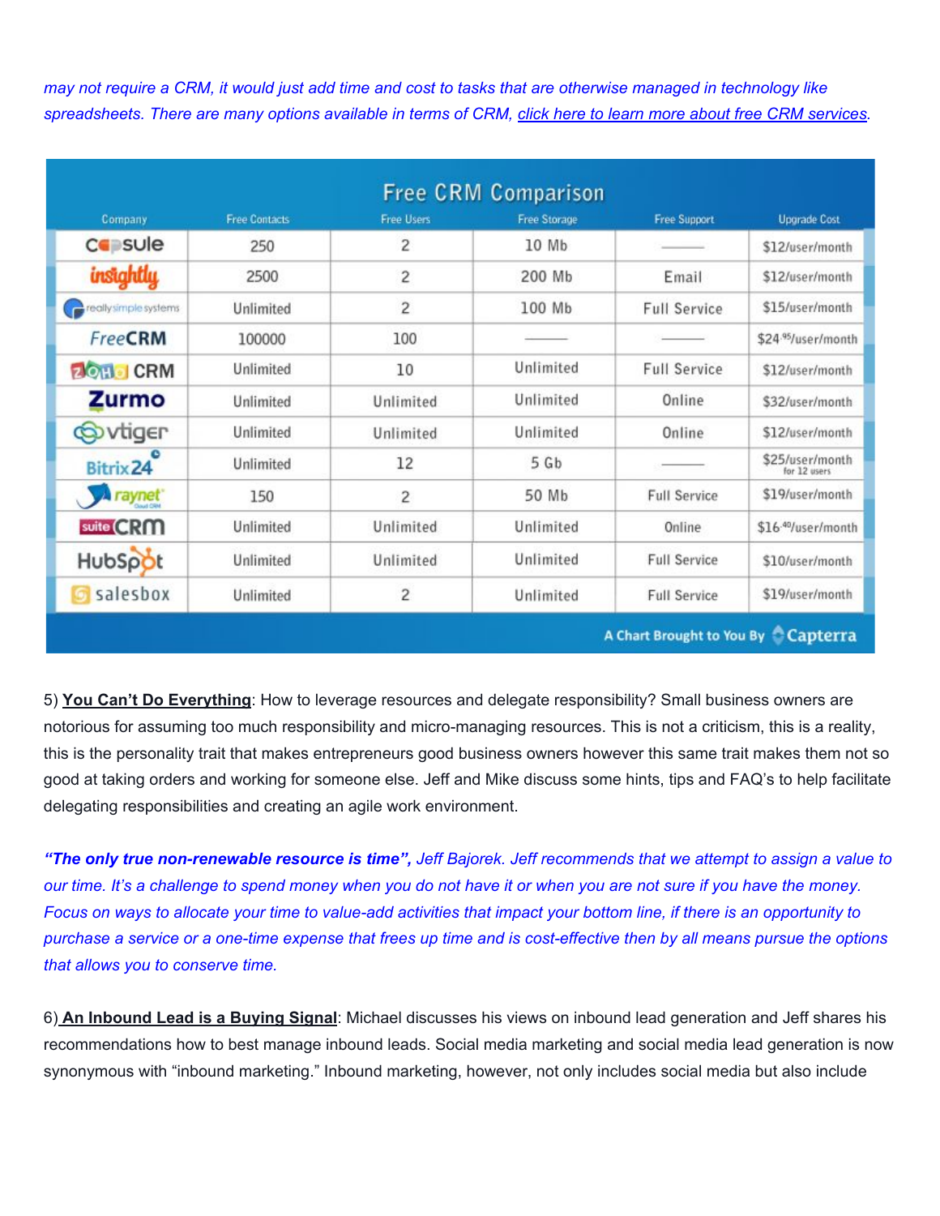*may not require a CRM, it would just add time and cost to tasks that are otherwise managed in technology like spreadsheets. There are many options available in terms of CRM, [click here to learn more about free CRM services](#).*

**Free CRM Comparison**

| Company | Free Contacts | Free Users | Free Storage | Free Support | Upgrade Cost |
|---|---|---|---|---|---|
| Capsule | 250 | 2 | 10 Mb | ——— | $12/user/month |
| insightly | 2500 | 2 | 200 Mb | Email | $12/user/month |
| really simple systems | Unlimited | 2 | 100 Mb | Full Service | $15/user/month |
| FreeCRM | 100000 | 100 | ——— | ——— | $24.95/user/month |
| ZOHO CRM | Unlimited | 10 | Unlimited | Full Service | $12/user/month |
| Zurmo | Unlimited | Unlimited | Unlimited | Online | $32/user/month |
| vtiger | Unlimited | Unlimited | Unlimited | Online | $12/user/month |
| Bitrix24 | Unlimited | 12 | 5 Gb | ——— | $25/user/month for 12 users |
| raynet | 150 | 2 | 50 Mb | Full Service | $19/user/month |
| suiteCRM | Unlimited | Unlimited | Unlimited | Online | $16.40/user/month |
| HubSpot | Unlimited | Unlimited | Unlimited | Full Service | $10/user/month |
| salesbox | Unlimited | 2 | Unlimited | Full Service | $19/user/month |

A Chart Brought to You By Capterra

5) **<u>You Can't Do Everything</u>**: How to leverage resources and delegate responsibility? Small business owners are notorious for assuming too much responsibility and micro-managing resources. This is not a criticism, this is a reality, this is the personality trait that makes entrepreneurs good business owners however this same trait makes them not so good at taking orders and working for someone else. Jeff and Mike discuss some hints, tips and FAQ's to help facilitate delegating responsibilities and creating an agile work environment.

***"The only true non-renewable resource is time",*** *Jeff Bajorek. Jeff recommends that we attempt to assign a value to our time. It's a challenge to spend money when you do not have it or when you are not sure if you have the money. Focus on ways to allocate your time to value-add activities that impact your bottom line, if there is an opportunity to purchase a service or a one-time expense that frees up time and is cost-effective then by all means pursue the options that allows you to conserve time.*

6) **<u>An Inbound Lead is a Buying Signal</u>**: Michael discusses his views on inbound lead generation and Jeff shares his recommendations how to best manage inbound leads. Social media marketing and social media lead generation is now synonymous with "inbound marketing." Inbound marketing, however, not only includes social media but also include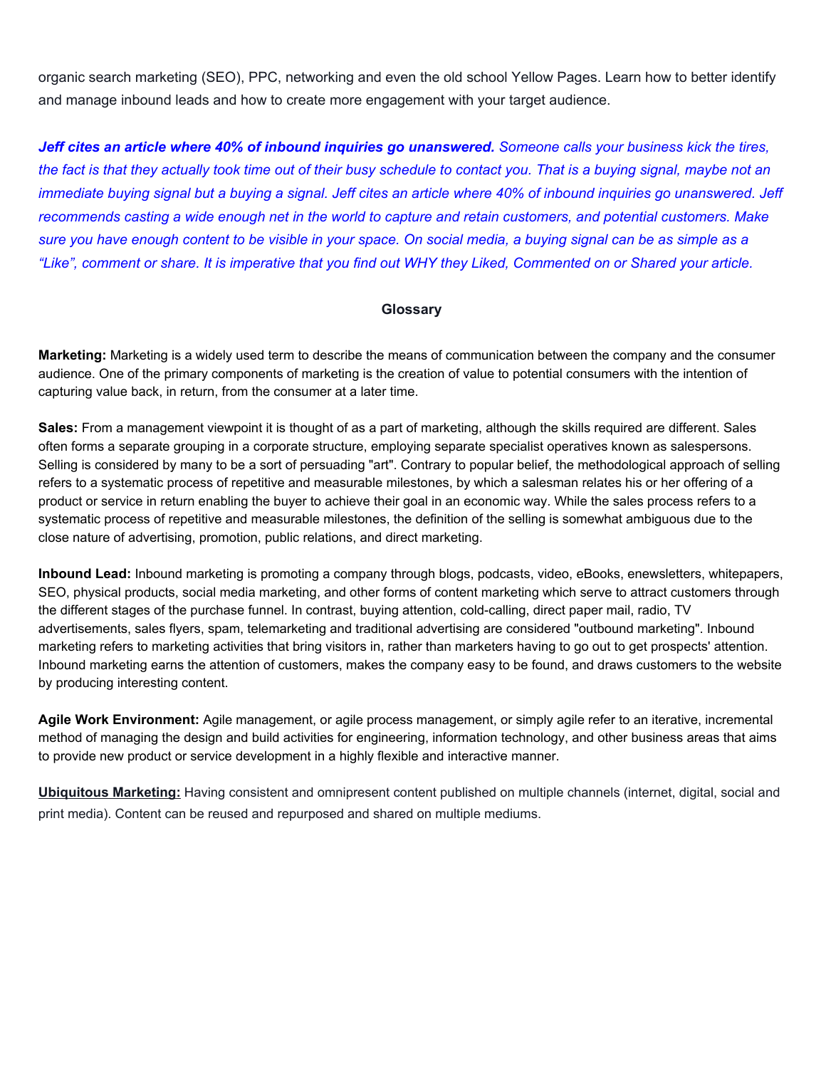organic search marketing (SEO), PPC, networking and even the old school Yellow Pages. Learn how to better identify and manage inbound leads and how to create more engagement with your target audience.

***Jeff cites an article where 40% of inbound inquiries go unanswered.*** *Someone calls your business kick the tires, the fact is that they actually took time out of their busy schedule to contact you. That is a buying signal, maybe not an immediate buying signal but a buying a signal. Jeff cites an article where 40% of inbound inquiries go unanswered. Jeff recommends casting a wide enough net in the world to capture and retain customers, and potential customers. Make sure you have enough content to be visible in your space. On social media, a buying signal can be as simple as a "Like", comment or share. It is imperative that you find out WHY they Liked, Commented on or Shared your article.*

## Glossary

**Marketing:** Marketing is a widely used term to describe the means of communication between the company and the consumer audience. One of the primary components of marketing is the creation of value to potential consumers with the intention of capturing value back, in return, from the consumer at a later time.

**Sales:** From a management viewpoint it is thought of as a part of marketing, although the skills required are different. Sales often forms a separate grouping in a corporate structure, employing separate specialist operatives known as salespersons. Selling is considered by many to be a sort of persuading "art". Contrary to popular belief, the methodological approach of selling refers to a systematic process of repetitive and measurable milestones, by which a salesman relates his or her offering of a product or service in return enabling the buyer to achieve their goal in an economic way. While the sales process refers to a systematic process of repetitive and measurable milestones, the definition of the selling is somewhat ambiguous due to the close nature of advertising, promotion, public relations, and direct marketing.

**Inbound Lead:** Inbound marketing is promoting a company through blogs, podcasts, video, eBooks, enewsletters, whitepapers, SEO, physical products, social media marketing, and other forms of content marketing which serve to attract customers through the different stages of the purchase funnel. In contrast, buying attention, cold-calling, direct paper mail, radio, TV advertisements, sales flyers, spam, telemarketing and traditional advertising are considered "outbound marketing". Inbound marketing refers to marketing activities that bring visitors in, rather than marketers having to go out to get prospects' attention. Inbound marketing earns the attention of customers, makes the company easy to be found, and draws customers to the website by producing interesting content.

**Agile Work Environment:** Agile management, or agile process management, or simply agile refer to an iterative, incremental method of managing the design and build activities for engineering, information technology, and other business areas that aims to provide new product or service development in a highly flexible and interactive manner.

**Ubiquitous Marketing:** Having consistent and omnipresent content published on multiple channels (internet, digital, social and print media). Content can be reused and repurposed and shared on multiple mediums.